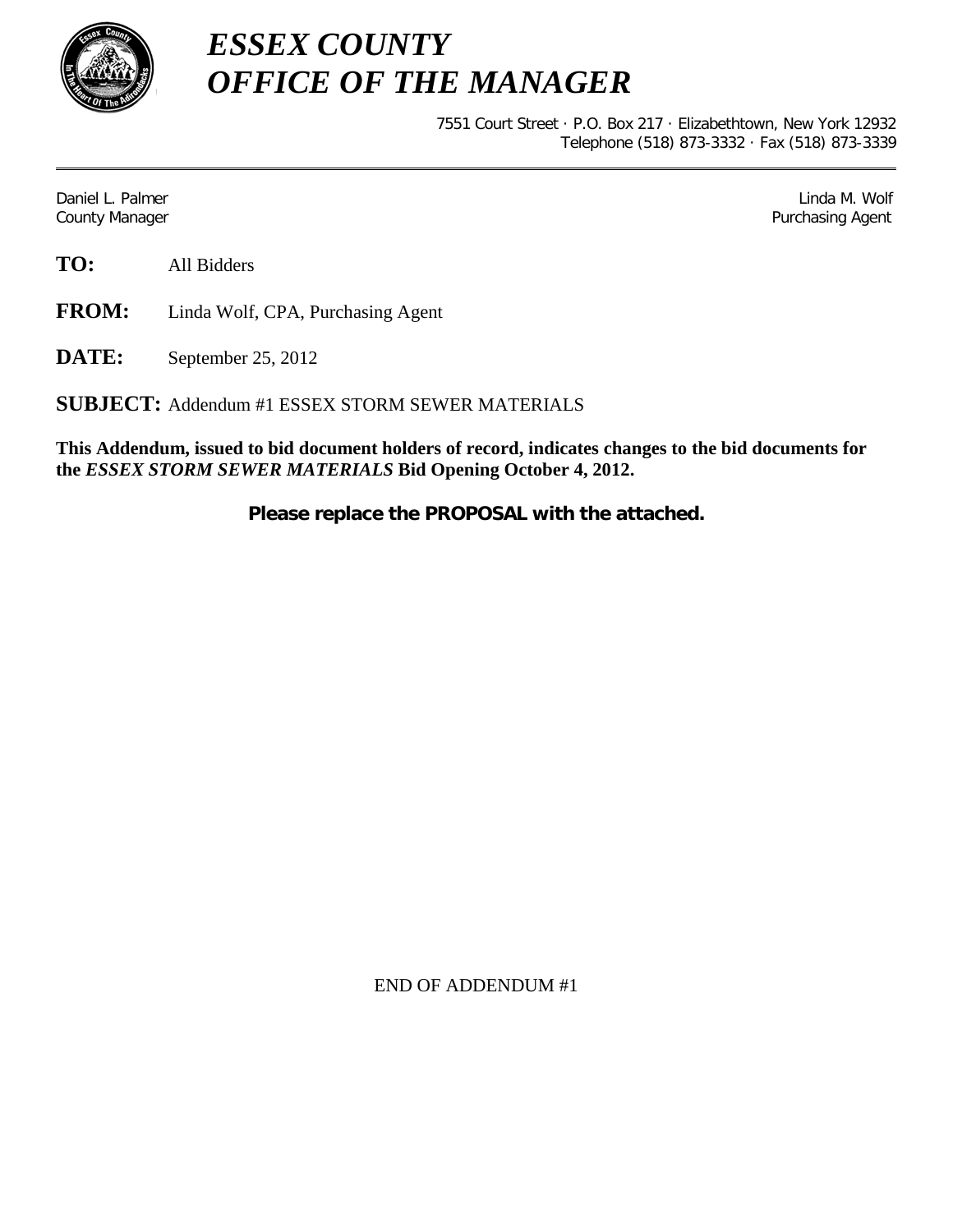# *ESSEX COUNTY*
# *OFFICE OF THE MANAGER*

7551 Court Street · P.O. Box 217 · Elizabethtown, New York 12932
Telephone (518) 873-3332 · Fax (518) 873-3339

---

Daniel L. Palmer
County Manager

Linda M. Wolf
Purchasing Agent

**TO:** All Bidders

**FROM:** Linda Wolf, CPA, Purchasing Agent

**DATE:** September 25, 2012

**SUBJECT:** Addendum #1 ESSEX STORM SEWER MATERIALS

**This Addendum, issued to bid document holders of record, indicates changes to the bid documents for the *ESSEX STORM SEWER MATERIALS* Bid Opening October 4, 2012.**

**Please replace the PROPOSAL with the attached.**

END OF ADDENDUM #1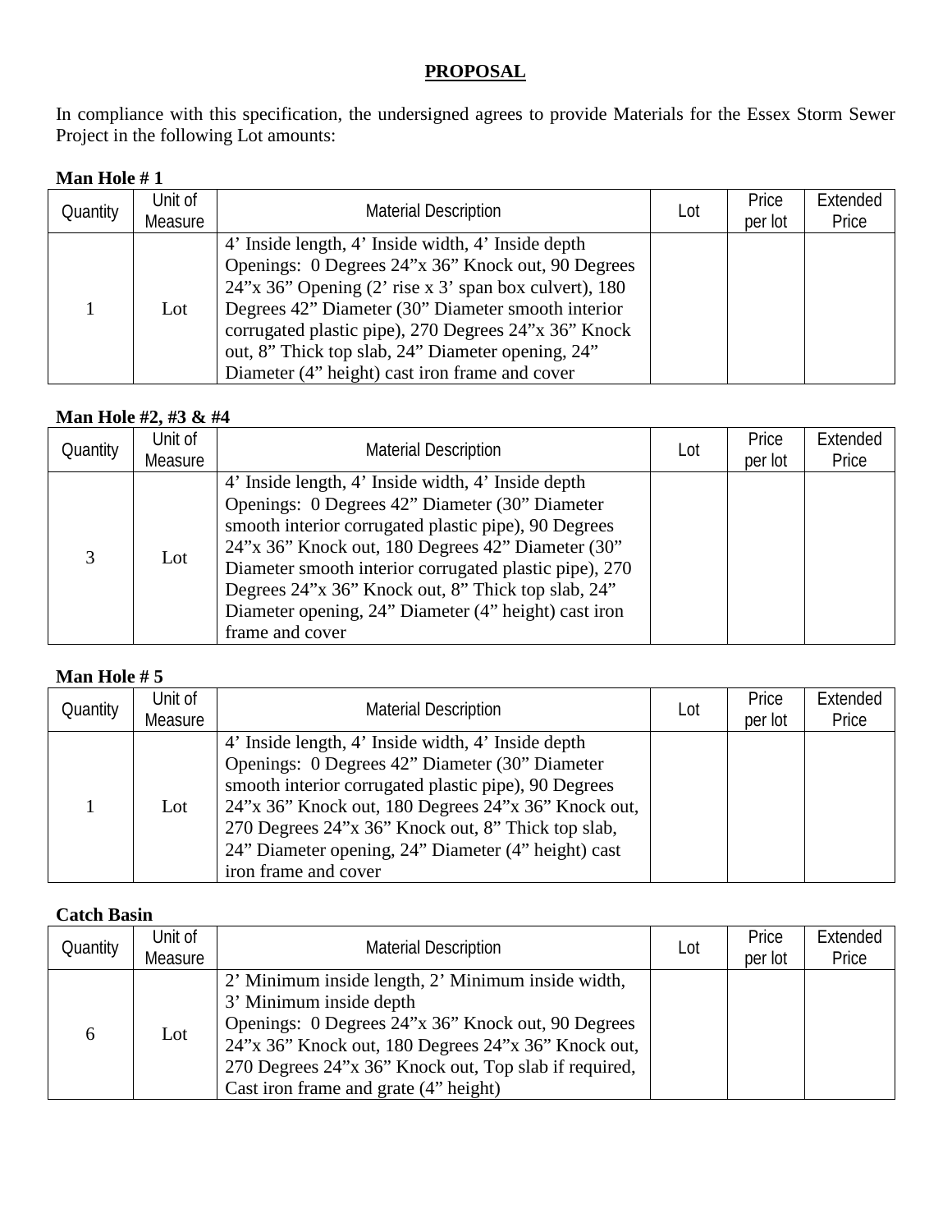# PROPOSAL

In compliance with this specification, the undersigned agrees to provide Materials for the Essex Storm Sewer Project in the following Lot amounts:

**Man Hole # 1**

| Quantity | Unit of Measure | Material Description | Lot | Price per lot | Extended Price |
|---|---|---|---|---|---|
| 1 | Lot | 4’ Inside length, 4’ Inside width, 4’ Inside depth Openings: 0 Degrees 24”x 36” Knock out, 90 Degrees 24”x 36” Opening (2’ rise x 3’ span box culvert), 180 Degrees 42” Diameter (30” Diameter smooth interior corrugated plastic pipe), 270 Degrees 24”x 36” Knock out, 8” Thick top slab, 24” Diameter opening, 24” Diameter (4” height) cast iron frame and cover | | | |

**Man Hole #2, #3 & #4**

| Quantity | Unit of Measure | Material Description | Lot | Price per lot | Extended Price |
|---|---|---|---|---|---|
| 3 | Lot | 4’ Inside length, 4’ Inside width, 4’ Inside depth Openings: 0 Degrees 42” Diameter (30” Diameter smooth interior corrugated plastic pipe), 90 Degrees 24”x 36” Knock out, 180 Degrees 42” Diameter (30” Diameter smooth interior corrugated plastic pipe), 270 Degrees 24”x 36” Knock out, 8” Thick top slab, 24” Diameter opening, 24” Diameter (4” height) cast iron frame and cover | | | |

**Man Hole # 5**

| Quantity | Unit of Measure | Material Description | Lot | Price per lot | Extended Price |
|---|---|---|---|---|---|
| 1 | Lot | 4’ Inside length, 4’ Inside width, 4’ Inside depth Openings: 0 Degrees 42” Diameter (30” Diameter smooth interior corrugated plastic pipe), 90 Degrees 24”x 36” Knock out, 180 Degrees 24”x 36” Knock out, 270 Degrees 24”x 36” Knock out, 8” Thick top slab, 24” Diameter opening, 24” Diameter (4” height) cast iron frame and cover | | | |

**Catch Basin**

| Quantity | Unit of Measure | Material Description | Lot | Price per lot | Extended Price |
|---|---|---|---|---|---|
| 6 | Lot | 2’ Minimum inside length, 2’ Minimum inside width, 3’ Minimum inside depth Openings: 0 Degrees 24”x 36” Knock out, 90 Degrees 24”x 36” Knock out, 180 Degrees 24”x 36” Knock out, 270 Degrees 24”x 36” Knock out, Top slab if required, Cast iron frame and grate (4” height) | | | |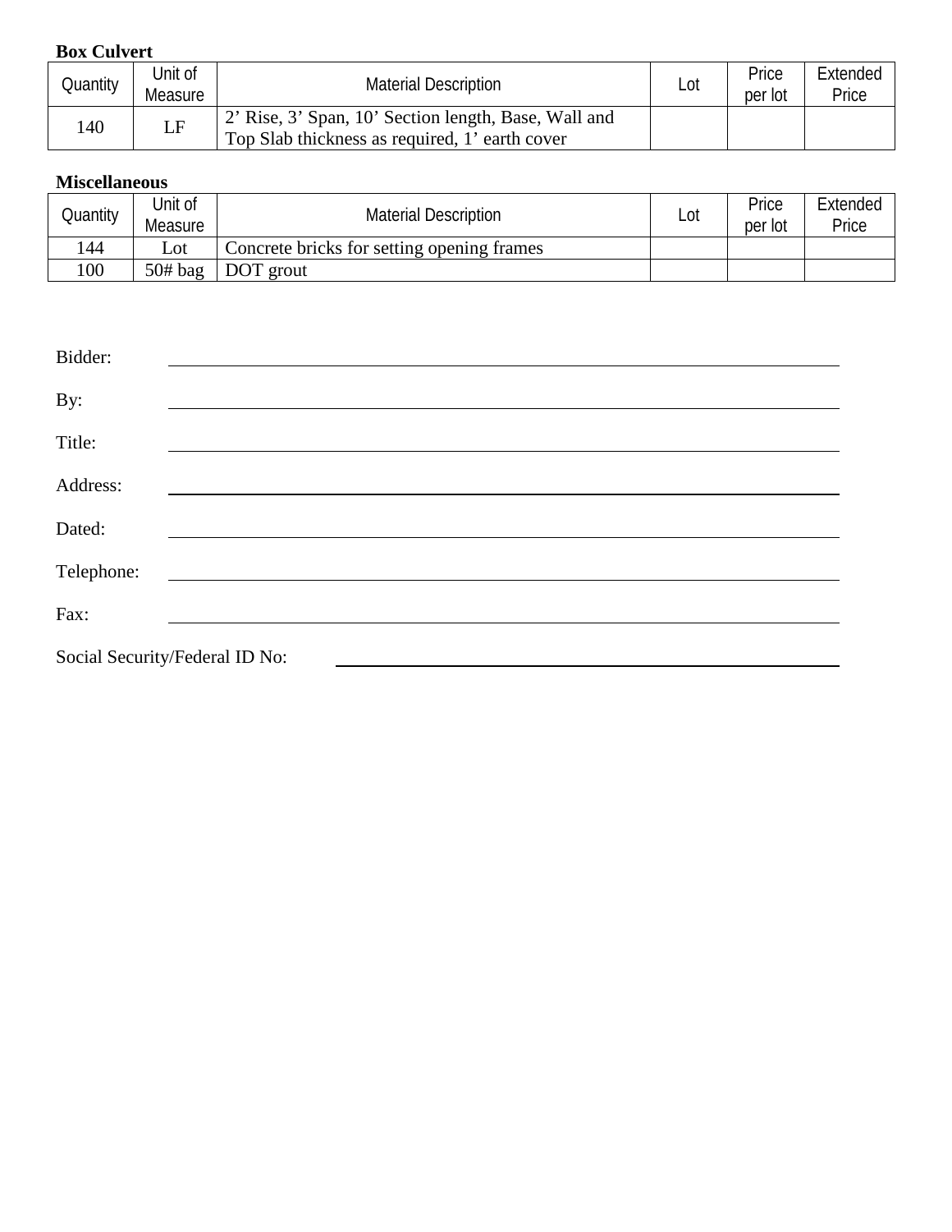**Box Culvert**

| Quantity | Unit of Measure | Material Description | Lot | Price per lot | Extended Price |
|---|---|---|---|---|---|
| 140 | LF | 2’ Rise, 3’ Span, 10’ Section length, Base, Wall and Top Slab thickness as required, 1’ earth cover | | | |

**Miscellaneous**

| Quantity | Unit of Measure | Material Description | Lot | Price per lot | Extended Price |
|---|---|---|---|---|---|
| 144 | Lot | Concrete bricks for setting opening frames | | | |
| 100 | 50# bag | DOT grout | | | |

Bidder: ______________________________

By: ______________________________

Title: ______________________________

Address: ______________________________

Dated: ______________________________

Telephone: ______________________________

Fax: ______________________________

Social Security/Federal ID No: ______________________________